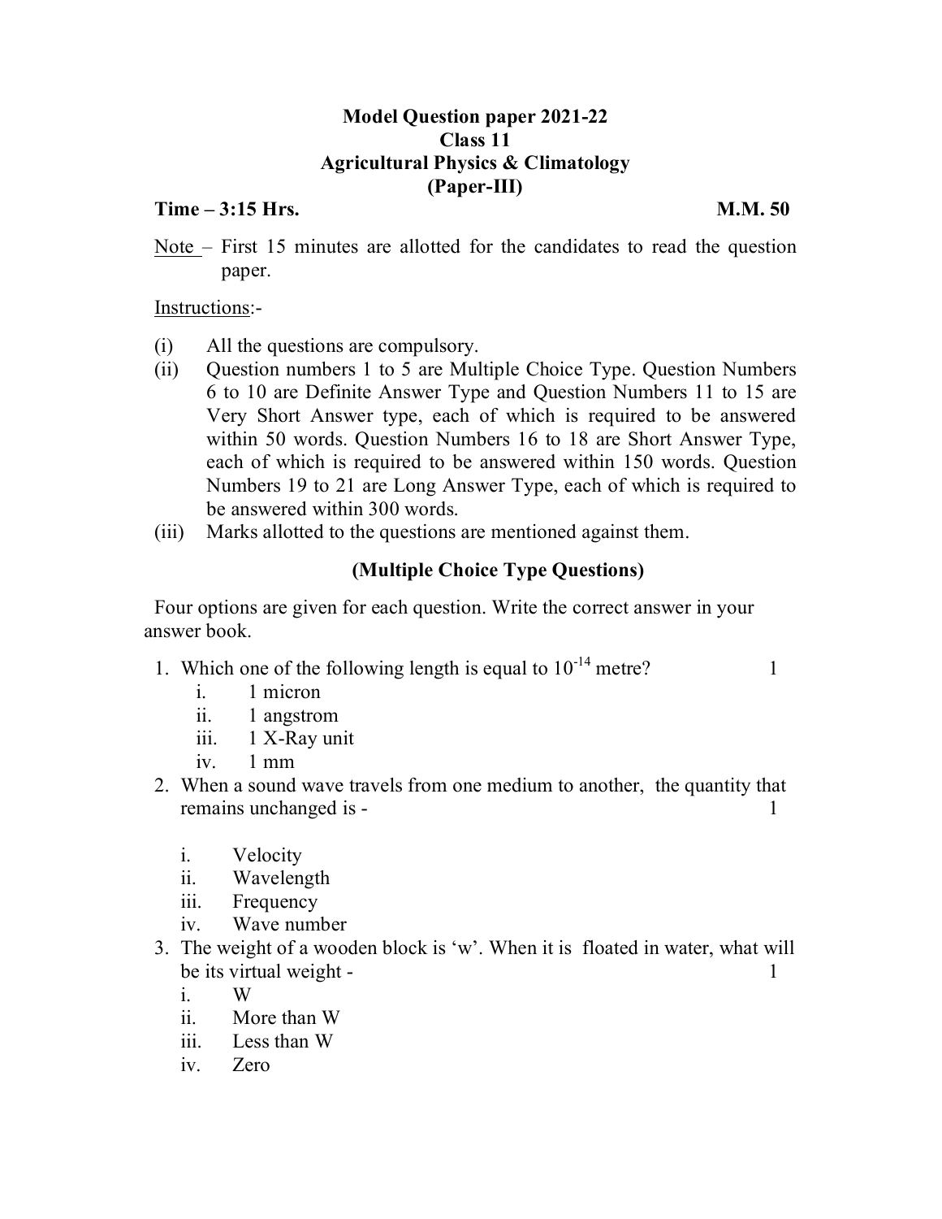# Model Question paper 2021-22
## Class 11
## Agricultural Physics & Climatology
## (Paper-III)

**Time – 3:15 Hrs.** **M.M. 50**

Note – First 15 minutes are allotted for the candidates to read the question paper.

Instructions:-

(i) All the questions are compulsory.

(ii) Question numbers 1 to 5 are Multiple Choice Type. Question Numbers 6 to 10 are Definite Answer Type and Question Numbers 11 to 15 are Very Short Answer type, each of which is required to be answered within 50 words. Question Numbers 16 to 18 are Short Answer Type, each of which is required to be answered within 150 words. Question Numbers 19 to 21 are Long Answer Type, each of which is required to be answered within 300 words.

(iii) Marks allotted to the questions are mentioned against them.

### (Multiple Choice Type Questions)

Four options are given for each question. Write the correct answer in your answer book.

1. Which one of the following length is equal to $10^{-14}$ metre? 1
   - i. 1 micron
   - ii. 1 angstrom
   - iii. 1 X-Ray unit
   - iv. 1 mm
2. When a sound wave travels from one medium to another, the quantity that remains unchanged is - 1
   - i. Velocity
   - ii. Wavelength
   - iii. Frequency
   - iv. Wave number
3. The weight of a wooden block is 'w'. When it is floated in water, what will be its virtual weight - 1
   - i. W
   - ii. More than W
   - iii. Less than W
   - iv. Zero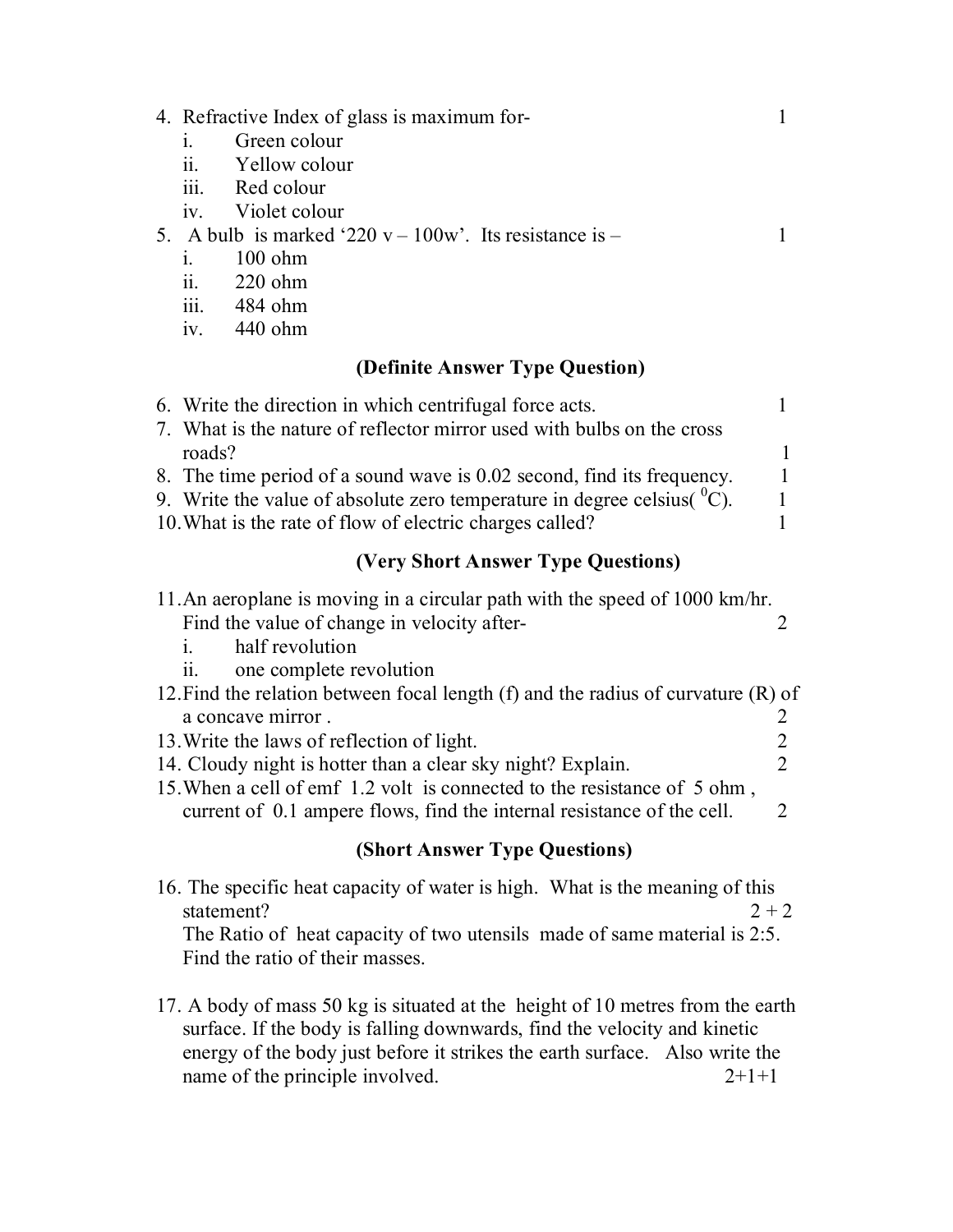4. Refractive Index of glass is maximum for- 1
   i. Green colour
   ii. Yellow colour
   iii. Red colour
   iv. Violet colour
5. A bulb is marked '220 v – 100w'. Its resistance is – 1
   i. 100 ohm
   ii. 220 ohm
   iii. 484 ohm
   iv. 440 ohm

### (Definite Answer Type Question)

6. Write the direction in which centrifugal force acts. 1
7. What is the nature of reflector mirror used with bulbs on the cross roads? 1
8. The time period of a sound wave is 0.02 second, find its frequency. 1
9. Write the value of absolute zero temperature in degree celsius( $^0$C). 1
10. What is the rate of flow of electric charges called? 1

### (Very Short Answer Type Questions)

11. An aeroplane is moving in a circular path with the speed of 1000 km/hr. Find the value of change in velocity after- 2
    i. half revolution
    ii. one complete revolution
12. Find the relation between focal length (f) and the radius of curvature (R) of a concave mirror . 2
13. Write the laws of reflection of light. 2
14. Cloudy night is hotter than a clear sky night? Explain. 2
15. When a cell of emf 1.2 volt is connected to the resistance of 5 ohm , current of 0.1 ampere flows, find the internal resistance of the cell. 2

### (Short Answer Type Questions)

16. The specific heat capacity of water is high. What is the meaning of this statement? 2 + 2

    The Ratio of heat capacity of two utensils made of same material is 2:5. Find the ratio of their masses.

17. A body of mass 50 kg is situated at the height of 10 metres from the earth surface. If the body is falling downwards, find the velocity and kinetic energy of the body just before it strikes the earth surface. Also write the name of the principle involved. 2+1+1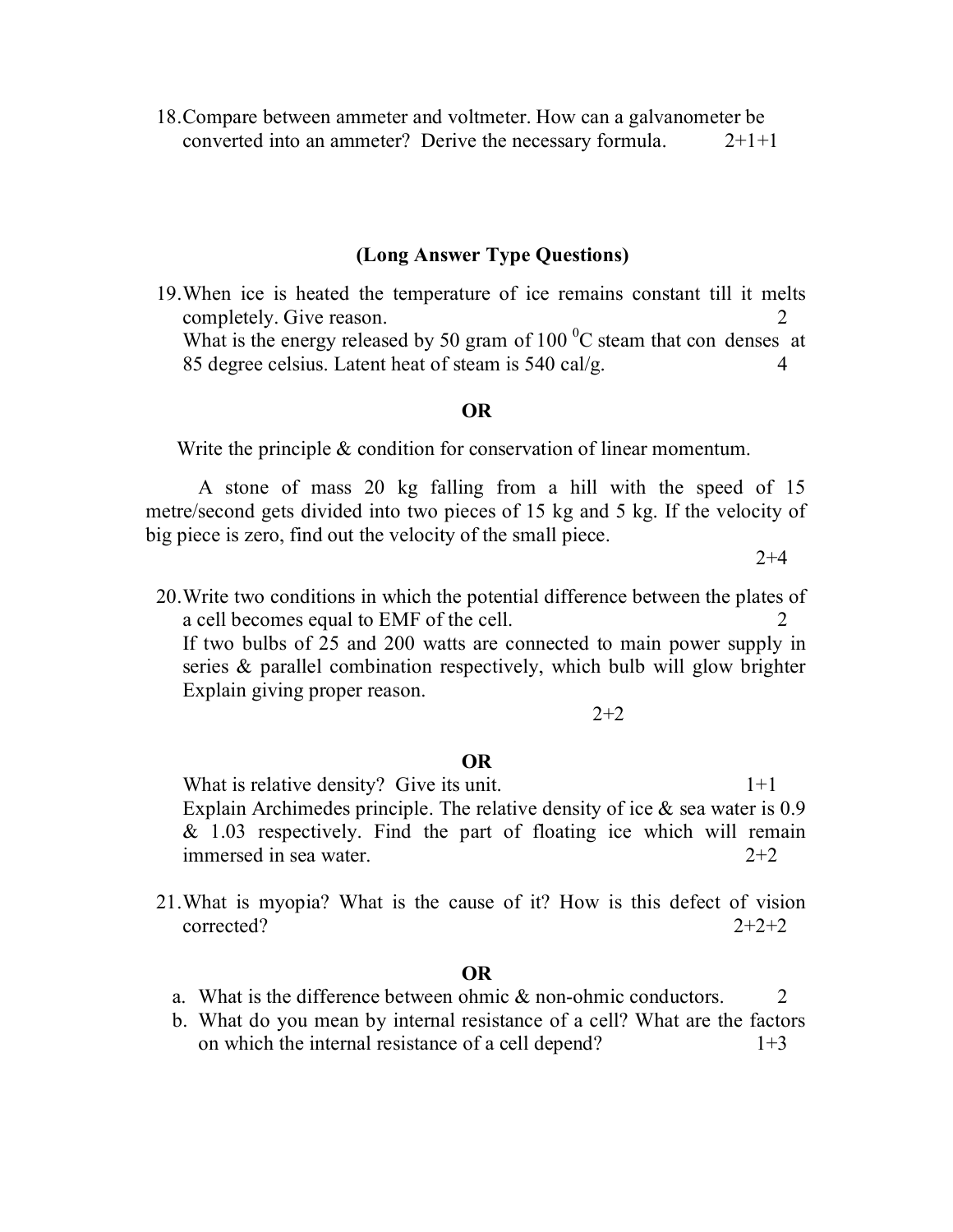18. Compare between ammeter and voltmeter. How can a galvanometer be converted into an ammeter? Derive the necessary formula. 2+1+1

### (Long Answer Type Questions)

19. When ice is heated the temperature of ice remains constant till it melts completely. Give reason. 2

    What is the energy released by 50 gram of 100 $^0$C steam that con denses at 85 degree celsius. Latent heat of steam is 540 cal/g. 4

**OR**

Write the principle & condition for conservation of linear momentum.

A stone of mass 20 kg falling from a hill with the speed of 15 metre/second gets divided into two pieces of 15 kg and 5 kg. If the velocity of big piece is zero, find out the velocity of the small piece.

2+4

20. Write two conditions in which the potential difference between the plates of a cell becomes equal to EMF of the cell. 2

    If two bulbs of 25 and 200 watts are connected to main power supply in series & parallel combination respectively, which bulb will glow brighter Explain giving proper reason.

    2+2

**OR**

What is relative density? Give its unit. 1+1

Explain Archimedes principle. The relative density of ice & sea water is 0.9 & 1.03 respectively. Find the part of floating ice which will remain immersed in sea water. 2+2

21. What is myopia? What is the cause of it? How is this defect of vision corrected? 2+2+2

**OR**

a. What is the difference between ohmic & non-ohmic conductors. 2

b. What do you mean by internal resistance of a cell? What are the factors on which the internal resistance of a cell depend? 1+3